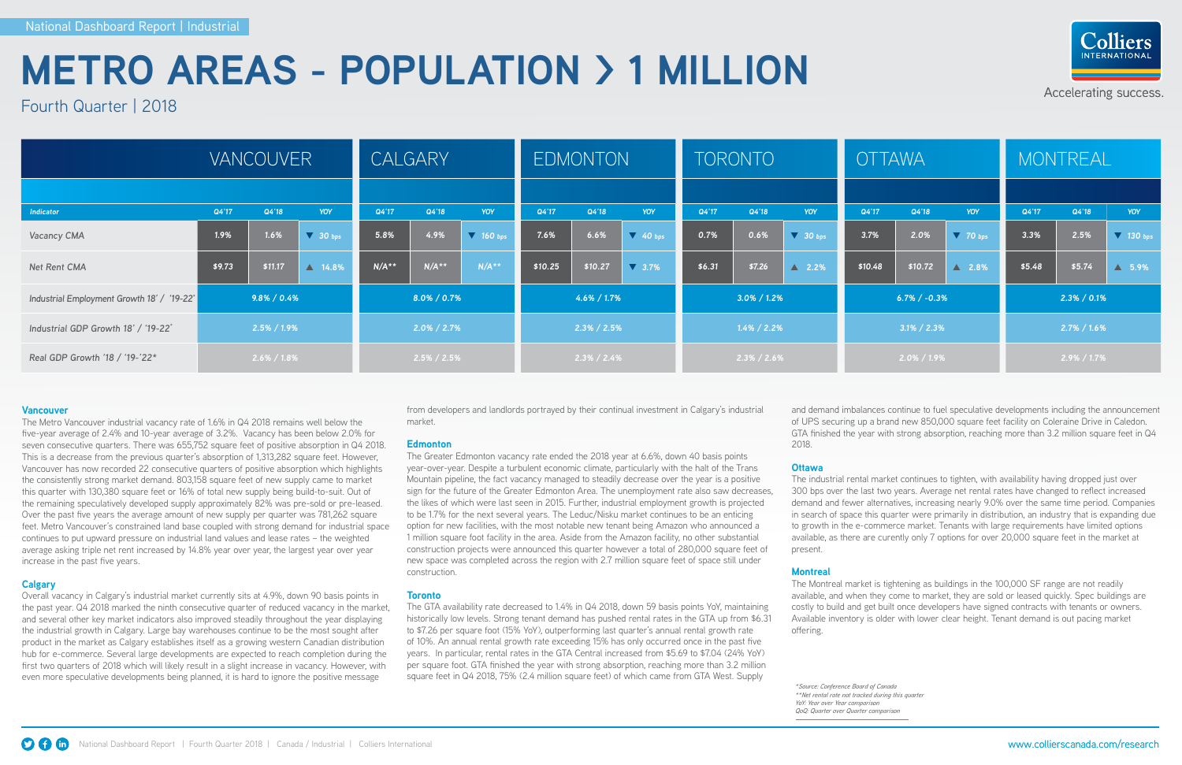National Dashboard Report | Industrial

# METRO AREAS - POPULATION > 1 MILLION

Fourth Quarter | 2018

| Indicator | VANCOUVER Q4'17 | VANCOUVER Q4'18 | VANCOUVER YOY | CALGARY Q4'17 | CALGARY Q4'18 | CALGARY YOY | EDMONTON Q4'17 | EDMONTON Q4'18 | EDMONTON YOY | TORONTO Q4'17 | TORONTO Q4'18 | TORONTO YOY | OTTAWA Q4'17 | OTTAWA Q4'18 | OTTAWA YOY | MONTREAL Q4'17 | MONTREAL Q4'18 | MONTREAL YOY |
|---|---|---|---|---|---|---|---|---|---|---|---|---|---|---|---|---|---|---|
| Vacancy CMA | 1.9% | 1.6% | ▼ 30 bps | 5.8% | 4.9% | ▼ 160 bps | 7.6% | 6.6% | ▼ 40 bps | 0.7% | 0.6% | ▼ 30 bps | 3.7% | 2.0% | ▼ 70 bps | 3.3% | 2.5% | ▼ 130 bps |
| Net Rent CMA | $9.73 | $11.17 | ▲ 14.8% | N/A** | N/A** | N/A** | $10.25 | $10.27 | ▼ 3.7% | $6.31 | $7.26 | ▲ 2.2% | $10.48 | $10.72 | ▲ 2.8% | $5.48 | $5.74 | ▲ 5.9% |
| Industrial Employment Growth 18' / '19-22' | 9.8% / 0.4% | | | 8.0% / 0.7% | | | 4.6% / 1.7% | | | 3.0% / 1.2% | | | 6.7% / -0.3% | | | 2.3% / 0.1% | | |
| Industrial GDP Growth 18' / '19-22' | 2.5% / 1.9% | | | 2.0% / 2.7% | | | 2.3% / 2.5% | | | 1.4% / 2.2% | | | 3.1% / 2.3% | | | 2.7% / 1.6% | | |
| Real GDP Growth '18 / '19-'22* | 2.6% / 1.8% | | | 2.5% / 2.5% | | | 2.3% / 2.4% | | | 2.3% / 2.6% | | | 2.0% / 1.9% | | | 2.9% / 1.7% | | |

### Vancouver

The Metro Vancouver industrial vacancy rate of 1.6% in Q4 2018 remains well below the five-year average of 2.4% and 10-year average of 3.2%. Vacancy has been below 2.0% for seven consecutive quarters. There was 655,752 square feet of positive absorption in Q4 2018. This is a decrease from the previous quarter's absorption of 1,313,282 square feet. However, Vancouver has now recorded 22 consecutive quarters of positive absorption which highlights the consistently strong market demand. 803,158 square feet of new supply came to market this quarter with 130,380 square feet or 16% of total new supply being build-to-suit. Out of the remaining speculatively developed supply approximately 82% was pre-sold or pre-leased. Over the past five years the average amount of new supply per quarter was 781,262 square feet. Metro Vancouver's constrained land base coupled with strong demand for industrial space continues to put upward pressure on industrial land values and lease rates – the weighted average asking triple net rent increased by 14.8% year over year, the largest year over year increase in the past five years.

### Calgary

Overall vacancy in Calgary's industrial market currently sits at 4.9%, down 90 basis points in the past year. Q4 2018 marked the ninth consecutive quarter of reduced vacancy in the market, and several other key market indicators also improved steadily throughout the year displaying the industrial growth in Calgary. Large bay warehouses continue to be the most sought after product in the market as Calgary establishes itself as a growing western Canadian distribution hub for e-commerce. Several large developments are expected to reach completion during the first two quarters of 2018 which will likely result in a slight increase in vacancy. However, with even more speculative developments being planned, it is hard to ignore the positive message from developers and landlords portrayed by their continual investment in Calgary's industrial market.

### Edmonton

The Greater Edmonton vacancy rate ended the 2018 year at 6.6%, down 40 basis points year-over-year. Despite a turbulent economic climate, particularly with the halt of the Trans Mountain pipeline, the fact vacancy managed to steadily decrease over the year is a positive sign for the future of the Greater Edmonton Area. The unemployment rate also saw decreases, the likes of which were last seen in 2015. Further, industrial employment growth is projected to be 1.7% for the next several years. The Leduc/Nisku market continues to be an enticing option for new facilities, with the most notable new tenant being Amazon who announced a 1 million square foot facility in the area. Aside from the Amazon facility, no other substantial construction projects were announced this quarter however a total of 280,000 square feet of new space was completed across the region with 2.7 million square feet of space still under construction.

### Toronto

The GTA availability rate decreased to 1.4% in Q4 2018, down 59 basis points YoY, maintaining historically low levels. Strong tenant demand has pushed rental rates in the GTA up from $6.31 to $7.26 per square foot (15% YoY), outperforming last quarter's annual rental growth rate of 10%. An annual rental growth rate exceeding 15% has only occurred once in the past five years. In particular, rental rates in the GTA Central increased from $5.69 to $7.04 (24% YoY) per square foot. GTA finished the year with strong absorption, reaching more than 3.2 million square feet in Q4 2018, 75% (2.4 million square feet) of which came from GTA West. Supply and demand imbalances continue to fuel speculative developments including the announcement of UPS securing up a brand new 850,000 square feet facility on Coleraine Drive in Caledon. GTA finished the year with strong absorption, reaching more than 3.2 million square feet in Q4 2018.

### Ottawa

The industrial rental market continues to tighten, with availability having dropped just over 300 bps over the last two years. Average net rental rates have changed to reflect increased demand and fewer alternatives, increasing nearly 9.0% over the same time period. Companies in search of space this quarter were primarily in distribution, an industry that is expanding due to growth in the e-commerce market. Tenants with large requirements have limited options available, as there are currently only 7 options for over 20,000 square feet in the market at present.

### Montreal

The Montreal market is tightening as buildings in the 100,000 SF range are not readily available, and when they come to market, they are sold or leased quickly. Spec buildings are costly to build and get built once developers have signed contracts with tenants or owners. Available inventory is older with lower clear height. Tenant demand is out pacing market offering.

*\*Source: Conference Board of Canada*
*\*\*Net rental rate not tracked during this quarter*
*YoY: Year over Year comparison*
*QoQ: Quarter over Quarter comparison*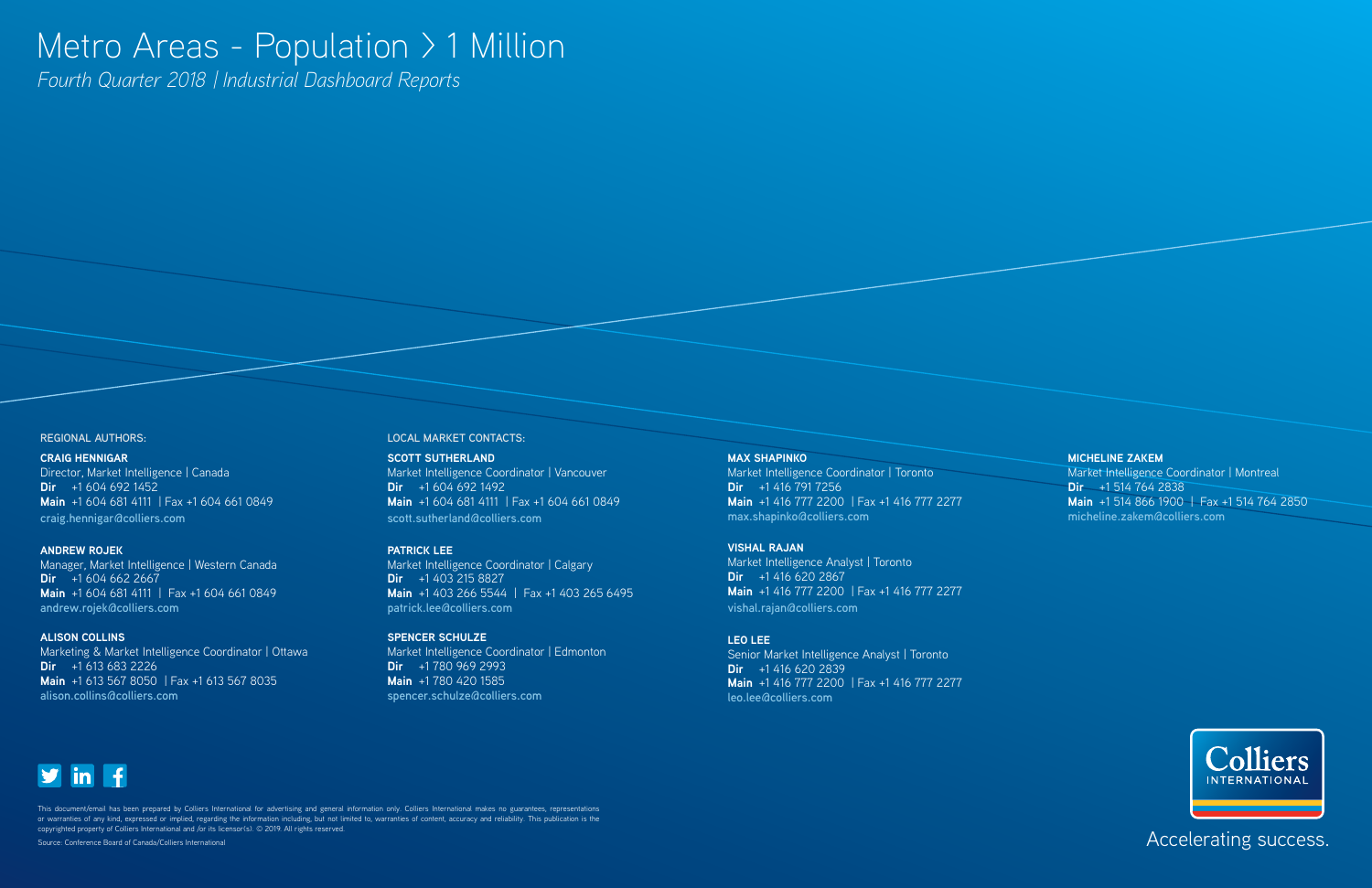# Metro Areas - Population > 1 Million

*Fourth Quarter 2018 | Industrial Dashboard Reports*

REGIONAL AUTHORS:

**CRAIG HENNIGAR**
Director, Market Intelligence | Canada
**Dir** +1 604 692 1452
**Main** +1 604 681 4111 | Fax +1 604 661 0849
craig.hennigar@colliers.com

**ANDREW ROJEK**
Manager, Market Intelligence | Western Canada
**Dir** +1 604 662 2667
**Main** +1 604 681 4111 | Fax +1 604 661 0849
andrew.rojek@colliers.com

**ALISON COLLINS**
Marketing & Market Intelligence Coordinator | Ottawa
**Dir** +1 613 683 2226
**Main** +1 613 567 8050 | Fax +1 613 567 8035
alison.collins@colliers.com

LOCAL MARKET CONTACTS:

**SCOTT SUTHERLAND**
Market Intelligence Coordinator | Vancouver
**Dir** +1 604 692 1492
**Main** +1 604 681 4111 | Fax +1 604 661 0849
scott.sutherland@colliers.com

**PATRICK LEE**
Market Intelligence Coordinator | Calgary
**Dir** +1 403 215 8827
**Main** +1 403 266 5544 | Fax +1 403 265 6495
patrick.lee@colliers.com

**SPENCER SCHULZE**
Market Intelligence Coordinator | Edmonton
**Dir** +1 780 969 2993
**Main** +1 780 420 1585
spencer.schulze@colliers.com

**MAX SHAPINKO**
Market Intelligence Coordinator | Toronto
**Dir** +1 416 791 7256
**Main** +1 416 777 2200 | Fax +1 416 777 2277
max.shapinko@colliers.com

**VISHAL RAJAN**
Market Intelligence Analyst | Toronto
**Dir** +1 416 620 2867
**Main** +1 416 777 2200 | Fax +1 416 777 2277
vishal.rajan@colliers.com

**LEO LEE**
Senior Market Intelligence Analyst | Toronto
**Dir** +1 416 620 2839
**Main** +1 416 777 2200 | Fax +1 416 777 2277
leo.lee@colliers.com

**MICHELINE ZAKEM**
Market Intelligence Coordinator | Montreal
**Dir** +1 514 764 2838
**Main** +1 514 866 1900 | Fax +1 514 764 2850
micheline.zakem@colliers.com

Colliers INTERNATIONAL

Accelerating success.

This document/email has been prepared by Colliers International for advertising and general information only. Colliers International makes no guarantees, representations or warranties of any kind, expressed or implied, regarding the information including, but not limited to, warranties of content, accuracy and reliability. This publication is the copyrighted property of Colliers International and /or its licensor(s). © 2019. All rights reserved.

Source: Conference Board of Canada/Colliers International